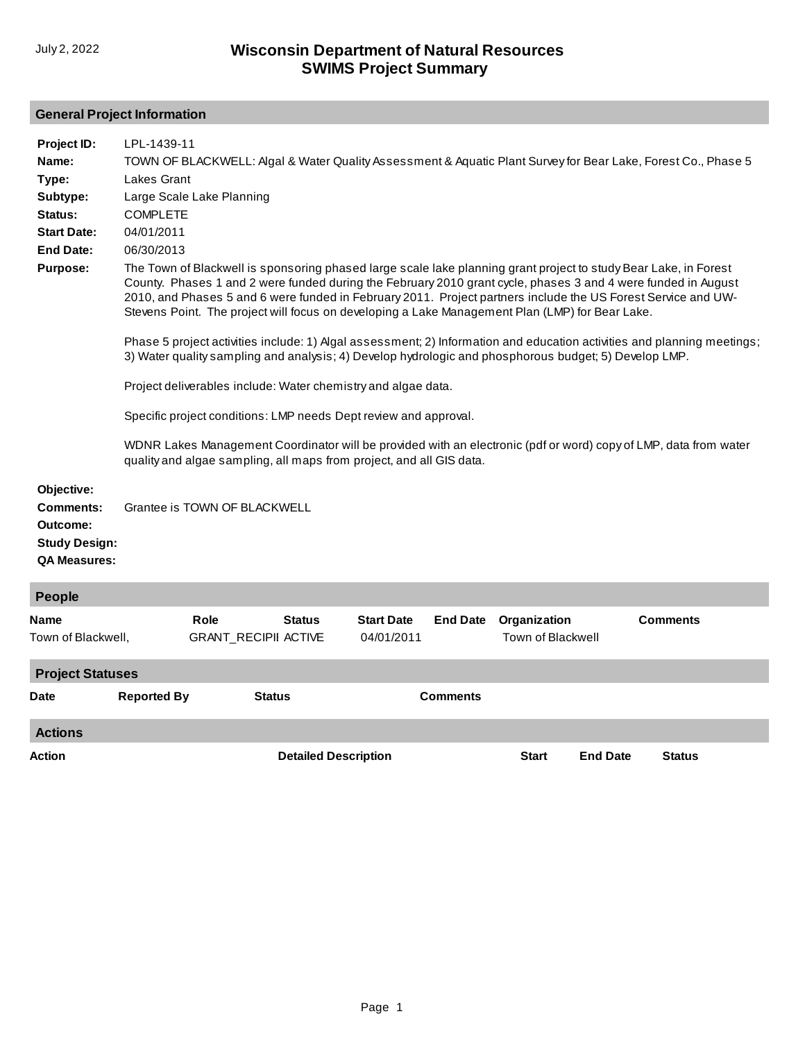# Wisconsin Department of Natural Resources
## SWIMS Project Summary

July 2, 2022

### General Project Information

**Project ID:** LPL-1439-11

**Name:** TOWN OF BLACKWELL: Algal & Water Quality Assessment & Aquatic Plant Survey for Bear Lake, Forest Co., Phase 5

**Type:** Lakes Grant

**Subtype:** Large Scale Lake Planning

**Status:** COMPLETE

**Start Date:** 04/01/2011

**End Date:** 06/30/2013

**Purpose:** The Town of Blackwell is sponsoring phased large scale lake planning grant project to study Bear Lake, in Forest County. Phases 1 and 2 were funded during the February 2010 grant cycle, phases 3 and 4 were funded in August 2010, and Phases 5 and 6 were funded in February 2011. Project partners include the US Forest Service and UW-Stevens Point. The project will focus on developing a Lake Management Plan (LMP) for Bear Lake.

Phase 5 project activities include: 1) Algal assessment; 2) Information and education activities and planning meetings; 3) Water quality sampling and analysis; 4) Develop hydrologic and phosphorous budget; 5) Develop LMP.

Project deliverables include: Water chemistry and algae data.

Specific project conditions: LMP needs Dept review and approval.

WDNR Lakes Management Coordinator will be provided with an electronic (pdf or word) copy of LMP, data from water quality and algae sampling, all maps from project, and all GIS data.

**Objective:**

**Comments:** Grantee is TOWN OF BLACKWELL

**Outcome:**

**Study Design:**

**QA Measures:**

### People

| Name | Role | Status | Start Date | End Date | Organization | Comments |
|---|---|---|---|---|---|---|
| Town of Blackwell, | GRANT_RECIPII | ACTIVE | 04/01/2011 | | Town of Blackwell | |

### Project Statuses

| Date | Reported By | Status | Comments |
|---|---|---|---|

### Actions

| Action | Detailed Description | Start | End Date | Status |
|---|---|---|---|---|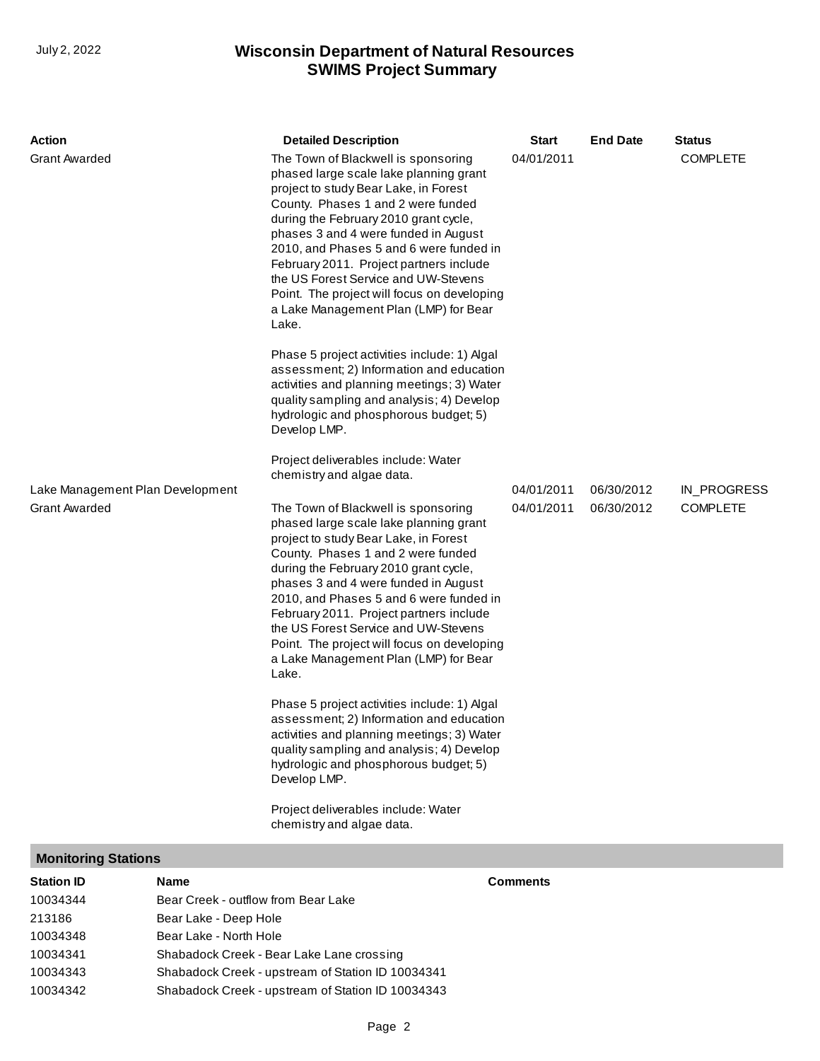| Action | Detailed Description | Start | End Date | Status |
| --- | --- | --- | --- | --- |
| Grant Awarded | The Town of Blackwell is sponsoring phased large scale lake planning grant project to study Bear Lake, in Forest County. Phases 1 and 2 were funded during the February 2010 grant cycle, phases 3 and 4 were funded in August 2010, and Phases 5 and 6 were funded in February 2011. Project partners include the US Forest Service and UW-Stevens Point. The project will focus on developing a Lake Management Plan (LMP) for Bear Lake.<br><br>Phase 5 project activities include: 1) Algal assessment; 2) Information and education activities and planning meetings; 3) Water quality sampling and analysis; 4) Develop hydrologic and phosphorous budget; 5) Develop LMP.<br><br>Project deliverables include: Water chemistry and algae data. | 04/01/2011 | | COMPLETE |
| Lake Management Plan Development | | 04/01/2011 | 06/30/2012 | IN_PROGRESS |
| Grant Awarded | The Town of Blackwell is sponsoring phased large scale lake planning grant project to study Bear Lake, in Forest County. Phases 1 and 2 were funded during the February 2010 grant cycle, phases 3 and 4 were funded in August 2010, and Phases 5 and 6 were funded in February 2011. Project partners include the US Forest Service and UW-Stevens Point. The project will focus on developing a Lake Management Plan (LMP) for Bear Lake.<br><br>Phase 5 project activities include: 1) Algal assessment; 2) Information and education activities and planning meetings; 3) Water quality sampling and analysis; 4) Develop hydrologic and phosphorous budget; 5) Develop LMP.<br><br>Project deliverables include: Water chemistry and algae data. | 04/01/2011 | 06/30/2012 | COMPLETE |

## Monitoring Stations

| Station ID | Name | Comments |
| --- | --- | --- |
| 10034344 | Bear Creek - outflow from Bear Lake | |
| 213186 | Bear Lake - Deep Hole | |
| 10034348 | Bear Lake - North Hole | |
| 10034341 | Shabadock Creek - Bear Lake Lane crossing | |
| 10034343 | Shabadock Creek - upstream of Station ID 10034341 | |
| 10034342 | Shabadock Creek - upstream of Station ID 10034343 | |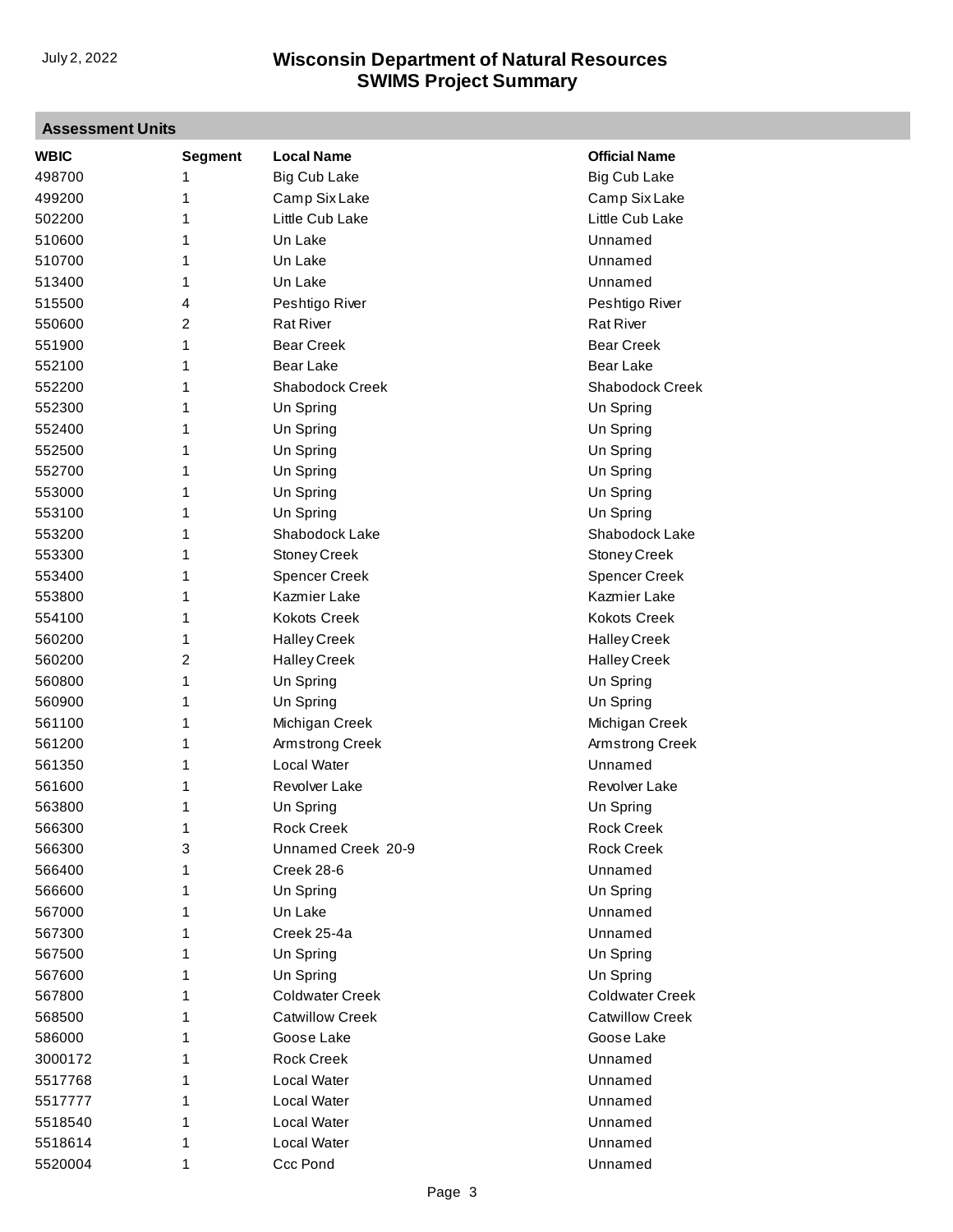## Assessment Units

| WBIC | Segment | Local Name | Official Name |
|---|---|---|---|
| 498700 | 1 | Big Cub Lake | Big Cub Lake |
| 499200 | 1 | Camp Six Lake | Camp Six Lake |
| 502200 | 1 | Little Cub Lake | Little Cub Lake |
| 510600 | 1 | Un Lake | Unnamed |
| 510700 | 1 | Un Lake | Unnamed |
| 513400 | 1 | Un Lake | Unnamed |
| 515500 | 4 | Peshtigo River | Peshtigo River |
| 550600 | 2 | Rat River | Rat River |
| 551900 | 1 | Bear Creek | Bear Creek |
| 552100 | 1 | Bear Lake | Bear Lake |
| 552200 | 1 | Shabodock Creek | Shabodock Creek |
| 552300 | 1 | Un Spring | Un Spring |
| 552400 | 1 | Un Spring | Un Spring |
| 552500 | 1 | Un Spring | Un Spring |
| 552700 | 1 | Un Spring | Un Spring |
| 553000 | 1 | Un Spring | Un Spring |
| 553100 | 1 | Un Spring | Un Spring |
| 553200 | 1 | Shabodock Lake | Shabodock Lake |
| 553300 | 1 | Stoney Creek | Stoney Creek |
| 553400 | 1 | Spencer Creek | Spencer Creek |
| 553800 | 1 | Kazmier Lake | Kazmier Lake |
| 554100 | 1 | Kokots Creek | Kokots Creek |
| 560200 | 1 | Halley Creek | Halley Creek |
| 560200 | 2 | Halley Creek | Halley Creek |
| 560800 | 1 | Un Spring | Un Spring |
| 560900 | 1 | Un Spring | Un Spring |
| 561100 | 1 | Michigan Creek | Michigan Creek |
| 561200 | 1 | Armstrong Creek | Armstrong Creek |
| 561350 | 1 | Local Water | Unnamed |
| 561600 | 1 | Revolver Lake | Revolver Lake |
| 563800 | 1 | Un Spring | Un Spring |
| 566300 | 1 | Rock Creek | Rock Creek |
| 566300 | 3 | Unnamed Creek 20-9 | Rock Creek |
| 566400 | 1 | Creek 28-6 | Unnamed |
| 566600 | 1 | Un Spring | Un Spring |
| 567000 | 1 | Un Lake | Unnamed |
| 567300 | 1 | Creek 25-4a | Unnamed |
| 567500 | 1 | Un Spring | Un Spring |
| 567600 | 1 | Un Spring | Un Spring |
| 567800 | 1 | Coldwater Creek | Coldwater Creek |
| 568500 | 1 | Catwillow Creek | Catwillow Creek |
| 586000 | 1 | Goose Lake | Goose Lake |
| 3000172 | 1 | Rock Creek | Unnamed |
| 5517768 | 1 | Local Water | Unnamed |
| 5517777 | 1 | Local Water | Unnamed |
| 5518540 | 1 | Local Water | Unnamed |
| 5518614 | 1 | Local Water | Unnamed |
| 5520004 | 1 | Ccc Pond | Unnamed |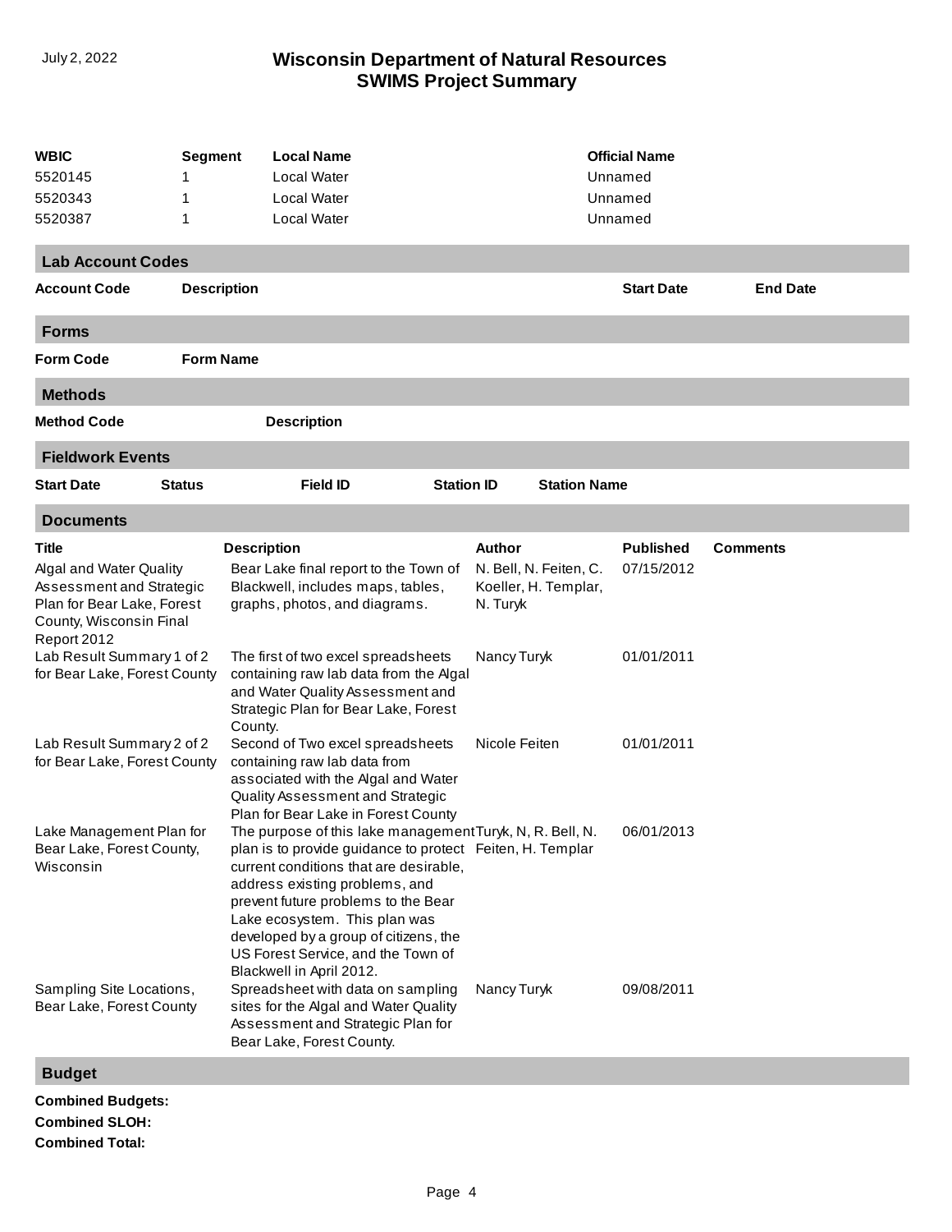| WBIC | Segment | Local Name | Official Name |
|---|---|---|---|
| 5520145 | 1 | Local Water | Unnamed |
| 5520343 | 1 | Local Water | Unnamed |
| 5520387 | 1 | Local Water | Unnamed |

## Lab Account Codes

| Account Code | Description | Start Date | End Date |
|---|---|---|---|

## Forms

| Form Code | Form Name |
|---|---|

## Methods

| Method Code | Description |
|---|---|

## Fieldwork Events

| Start Date | Status | Field ID | Station ID | Station Name |
|---|---|---|---|---|

## Documents

| Title | Description | Author | Published | Comments |
|---|---|---|---|---|
| Algal and Water Quality Assessment and Strategic Plan for Bear Lake, Forest County, Wisconsin Final Report 2012 | Bear Lake final report to the Town of Blackwell, includes maps, tables, graphs, photos, and diagrams. | N. Bell, N. Feiten, C. Koeller, H. Templar, N. Turyk | 07/15/2012 | |
| Lab Result Summary 1 of 2 for Bear Lake, Forest County | The first of two excel spreadsheets containing raw lab data from the Algal and Water Quality Assessment and Strategic Plan for Bear Lake, Forest County. | Nancy Turyk | 01/01/2011 | |
| Lab Result Summary 2 of 2 for Bear Lake, Forest County | Second of Two excel spreadsheets containing raw lab data from associated with the Algal and Water Quality Assessment and Strategic Plan for Bear Lake in Forest County | Nicole Feiten | 01/01/2011 | |
| Lake Management Plan for Bear Lake, Forest County, Wisconsin | The purpose of this lake management plan is to provide guidance to protect current conditions that are desirable, address existing problems, and prevent future problems to the Bear Lake ecosystem. This plan was developed by a group of citizens, the US Forest Service, and the Town of Blackwell in April 2012. | Turyk, N, R. Bell, N. Feiten, H. Templar | 06/01/2013 | |
| Sampling Site Locations, Bear Lake, Forest County | Spreadsheet with data on sampling sites for the Algal and Water Quality Assessment and Strategic Plan for Bear Lake, Forest County. | Nancy Turyk | 09/08/2011 | |

## Budget

**Combined Budgets:**

**Combined SLOH:**

**Combined Total:**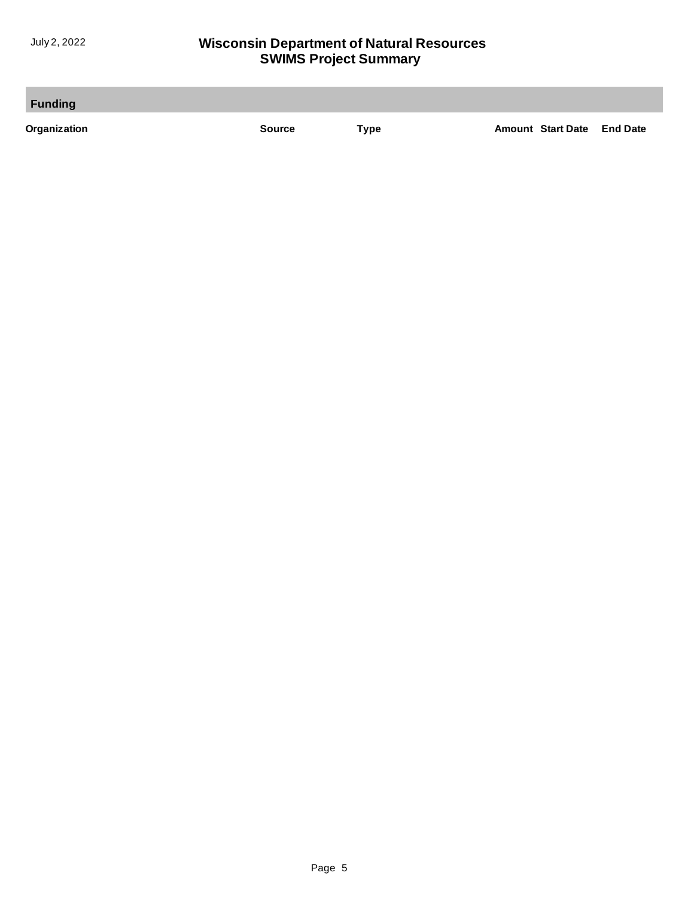## Funding

| Organization | Source | Type | Amount | Start Date | End Date |
|---|---|---|---|---|---|